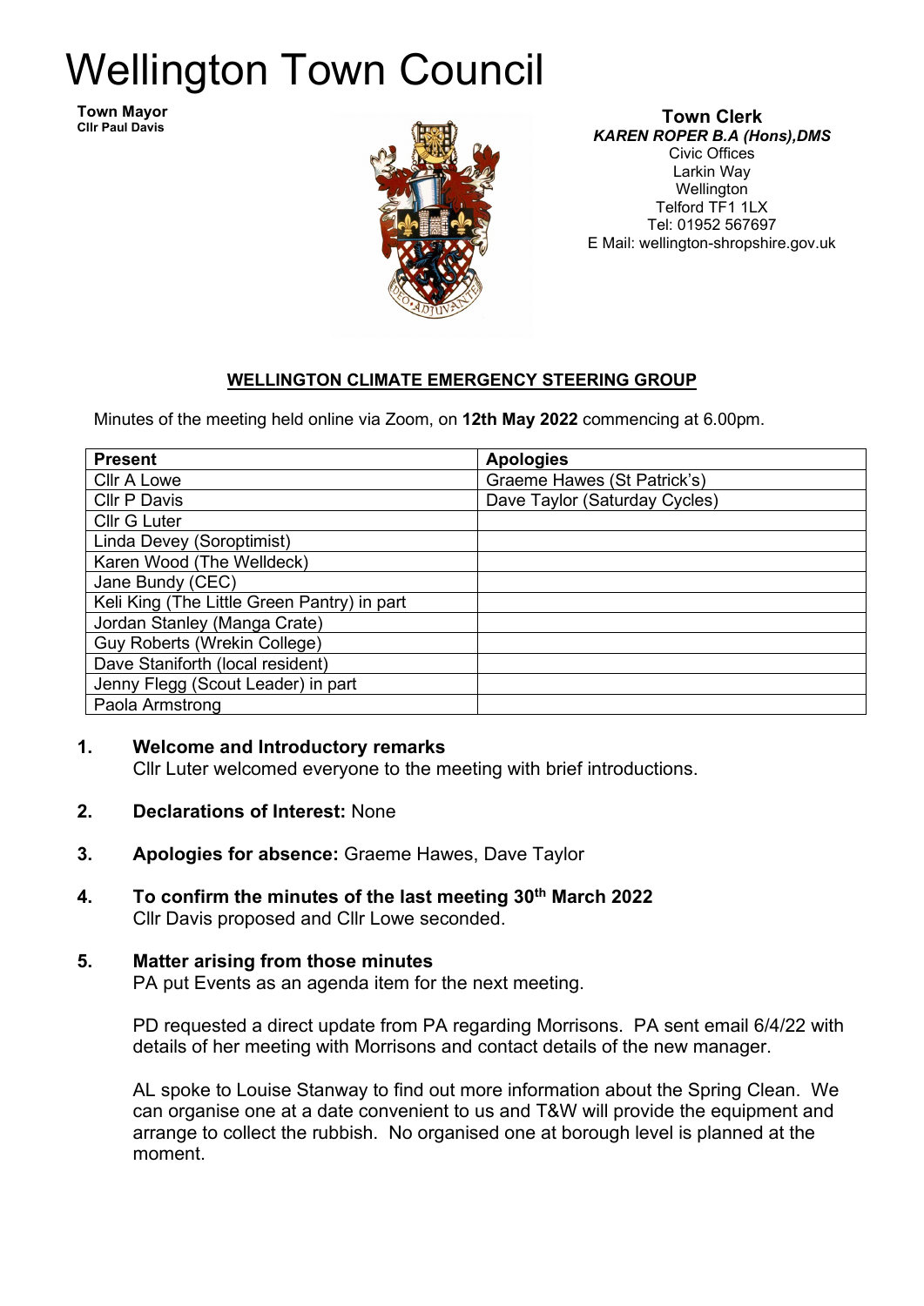# Wellington Town Council

**Town Mayor**
**Cllr Paul Davis**

**Town Clerk**
***KAREN ROPER B.A (Hons),DMS***
Civic Offices
Larkin Way
Wellington
Telford TF1 1LX
Tel: 01952 567697
E Mail: wellington-shropshire.gov.uk

## WELLINGTON CLIMATE EMERGENCY STEERING GROUP

Minutes of the meeting held online via Zoom, on **12th May 2022** commencing at 6.00pm.

| Present | Apologies |
|---|---|
| Cllr A Lowe | Graeme Hawes (St Patrick's) |
| Cllr P Davis | Dave Taylor (Saturday Cycles) |
| Cllr G Luter | |
| Linda Devey (Soroptimist) | |
| Karen Wood (The Welldeck) | |
| Jane Bundy (CEC) | |
| Keli King (The Little Green Pantry) in part | |
| Jordan Stanley (Manga Crate) | |
| Guy Roberts (Wrekin College) | |
| Dave Staniforth (local resident) | |
| Jenny Flegg (Scout Leader) in part | |
| Paola Armstrong | |

**1. Welcome and Introductory remarks**
Cllr Luter welcomed everyone to the meeting with brief introductions.

**2. Declarations of Interest:** None

**3. Apologies for absence:** Graeme Hawes, Dave Taylor

**4. To confirm the minutes of the last meeting 30th March 2022**
Cllr Davis proposed and Cllr Lowe seconded.

**5. Matter arising from those minutes**
PA put Events as an agenda item for the next meeting.

PD requested a direct update from PA regarding Morrisons. PA sent email 6/4/22 with details of her meeting with Morrisons and contact details of the new manager.

AL spoke to Louise Stanway to find out more information about the Spring Clean. We can organise one at a date convenient to us and T&W will provide the equipment and arrange to collect the rubbish. No organised one at borough level is planned at the moment.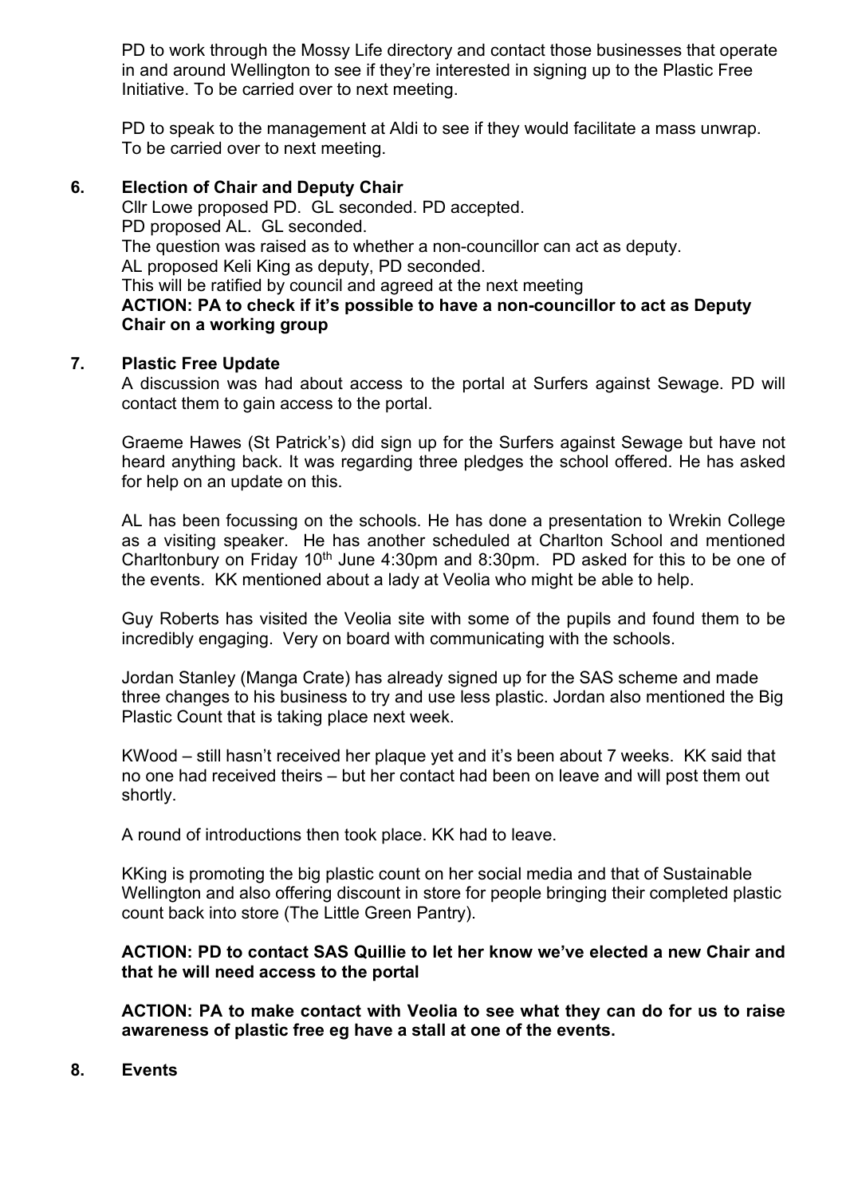PD to work through the Mossy Life directory and contact those businesses that operate in and around Wellington to see if they're interested in signing up to the Plastic Free Initiative. To be carried over to next meeting.

PD to speak to the management at Aldi to see if they would facilitate a mass unwrap. To be carried over to next meeting.

**6. Election of Chair and Deputy Chair**

Cllr Lowe proposed PD. GL seconded. PD accepted.
PD proposed AL. GL seconded.
The question was raised as to whether a non-councillor can act as deputy.
AL proposed Keli King as deputy, PD seconded.
This will be ratified by council and agreed at the next meeting
**ACTION: PA to check if it's possible to have a non-councillor to act as Deputy Chair on a working group**

**7. Plastic Free Update**

A discussion was had about access to the portal at Surfers against Sewage. PD will contact them to gain access to the portal.

Graeme Hawes (St Patrick's) did sign up for the Surfers against Sewage but have not heard anything back. It was regarding three pledges the school offered. He has asked for help on an update on this.

AL has been focussing on the schools. He has done a presentation to Wrekin College as a visiting speaker. He has another scheduled at Charlton School and mentioned Charltonbury on Friday 10th June 4:30pm and 8:30pm. PD asked for this to be one of the events. KK mentioned about a lady at Veolia who might be able to help.

Guy Roberts has visited the Veolia site with some of the pupils and found them to be incredibly engaging. Very on board with communicating with the schools.

Jordan Stanley (Manga Crate) has already signed up for the SAS scheme and made three changes to his business to try and use less plastic. Jordan also mentioned the Big Plastic Count that is taking place next week.

KWood – still hasn't received her plaque yet and it's been about 7 weeks. KK said that no one had received theirs – but her contact had been on leave and will post them out shortly.

A round of introductions then took place. KK had to leave.

KKing is promoting the big plastic count on her social media and that of Sustainable Wellington and also offering discount in store for people bringing their completed plastic count back into store (The Little Green Pantry).

**ACTION: PD to contact SAS Quillie to let her know we've elected a new Chair and that he will need access to the portal**

**ACTION: PA to make contact with Veolia to see what they can do for us to raise awareness of plastic free eg have a stall at one of the events.**

**8. Events**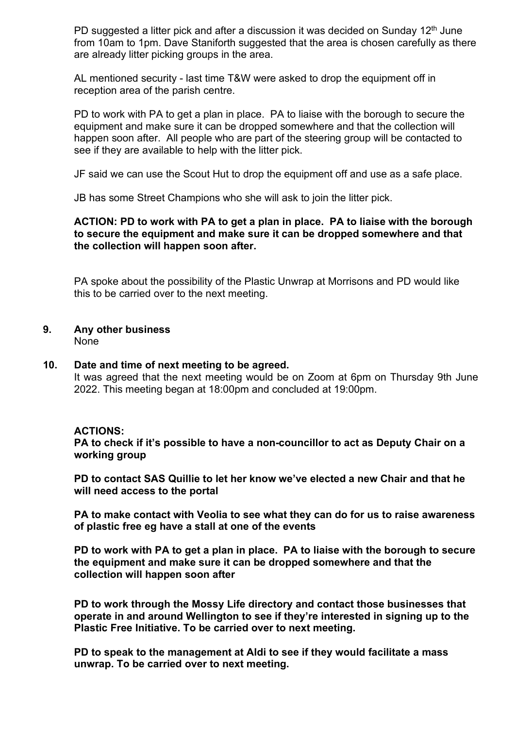PD suggested a litter pick and after a discussion it was decided on Sunday 12th June from 10am to 1pm. Dave Staniforth suggested that the area is chosen carefully as there are already litter picking groups in the area.

AL mentioned security - last time T&W were asked to drop the equipment off in reception area of the parish centre.

PD to work with PA to get a plan in place. PA to liaise with the borough to secure the equipment and make sure it can be dropped somewhere and that the collection will happen soon after. All people who are part of the steering group will be contacted to see if they are available to help with the litter pick.

JF said we can use the Scout Hut to drop the equipment off and use as a safe place.

JB has some Street Champions who she will ask to join the litter pick.

**ACTION: PD to work with PA to get a plan in place. PA to liaise with the borough to secure the equipment and make sure it can be dropped somewhere and that the collection will happen soon after.**

PA spoke about the possibility of the Plastic Unwrap at Morrisons and PD would like this to be carried over to the next meeting.

**9. Any other business**

None

**10. Date and time of next meeting to be agreed.**

It was agreed that the next meeting would be on Zoom at 6pm on Thursday 9th June 2022. This meeting began at 18:00pm and concluded at 19:00pm.

**ACTIONS:**

**PA to check if it's possible to have a non-councillor to act as Deputy Chair on a working group**

**PD to contact SAS Quillie to let her know we've elected a new Chair and that he will need access to the portal**

**PA to make contact with Veolia to see what they can do for us to raise awareness of plastic free eg have a stall at one of the events**

**PD to work with PA to get a plan in place. PA to liaise with the borough to secure the equipment and make sure it can be dropped somewhere and that the collection will happen soon after**

**PD to work through the Mossy Life directory and contact those businesses that operate in and around Wellington to see if they're interested in signing up to the Plastic Free Initiative. To be carried over to next meeting.**

**PD to speak to the management at Aldi to see if they would facilitate a mass unwrap. To be carried over to next meeting.**